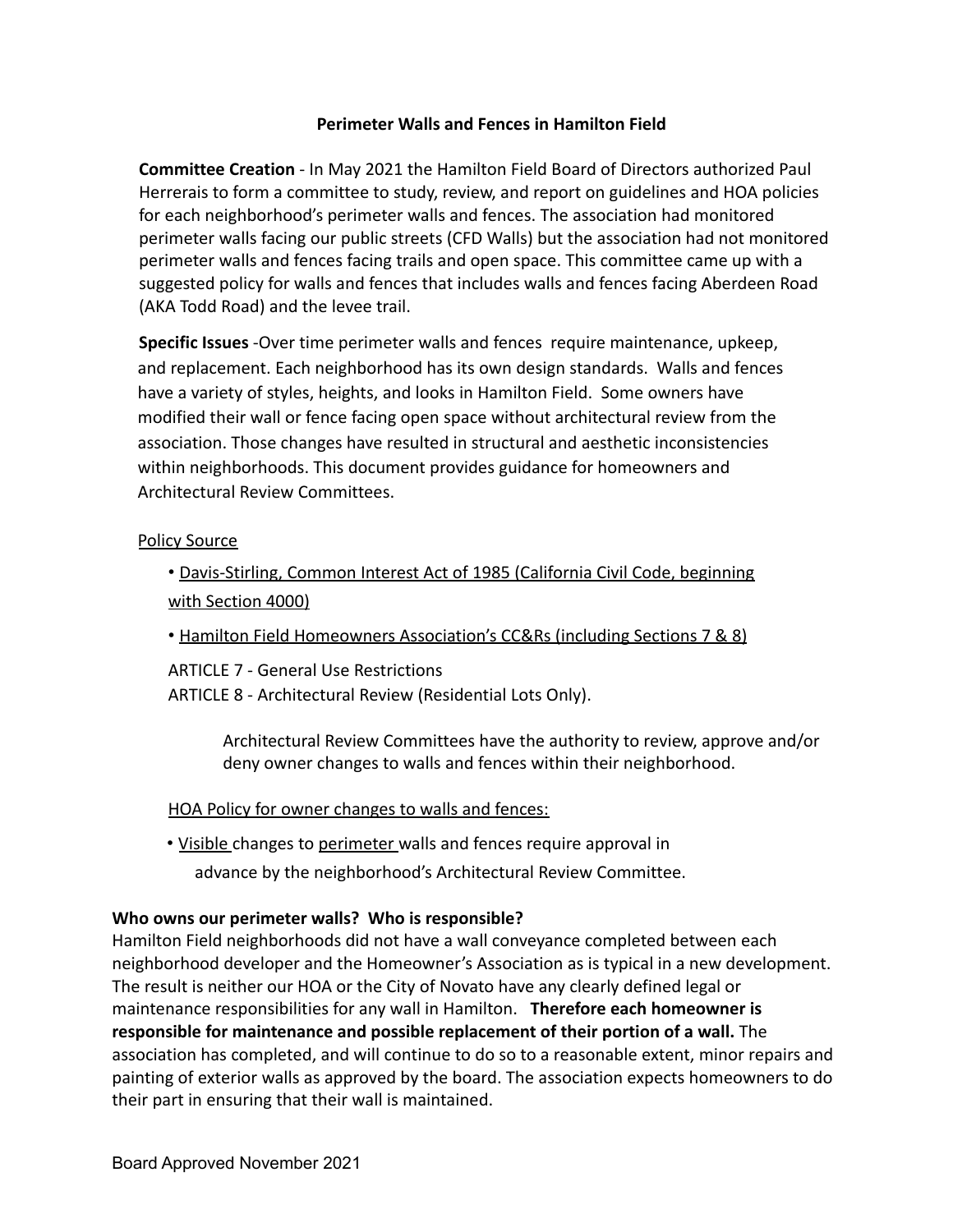# Perimeter Walls and Fences in Hamilton Field

**Committee Creation** - In May 2021 the Hamilton Field Board of Directors authorized Paul Herrerais to form a committee to study, review, and report on guidelines and HOA policies for each neighborhood's perimeter walls and fences. The association had monitored perimeter walls facing our public streets (CFD Walls) but the association had not monitored perimeter walls and fences facing trails and open space. This committee came up with a suggested policy for walls and fences that includes walls and fences facing Aberdeen Road (AKA Todd Road) and the levee trail.

**Specific Issues** -Over time perimeter walls and fences require maintenance, upkeep, and replacement. Each neighborhood has its own design standards. Walls and fences have a variety of styles, heights, and looks in Hamilton Field. Some owners have modified their wall or fence facing open space without architectural review from the association. Those changes have resulted in structural and aesthetic inconsistencies within neighborhoods. This document provides guidance for homeowners and Architectural Review Committees.

<u>Policy Source</u>

- <u>Davis-Stirling, Common Interest Act of 1985 (California Civil Code, beginning with Section 4000)</u>
- <u>Hamilton Field Homeowners Association's CC&Rs (including Sections 7 & 8)</u>

ARTICLE 7 - General Use Restrictions
ARTICLE 8 - Architectural Review (Residential Lots Only).

> Architectural Review Committees have the authority to review, approve and/or deny owner changes to walls and fences within their neighborhood.

<u>HOA Policy for owner changes to walls and fences:</u>

- <u>Visible</u> changes to <u>perimeter</u> walls and fences require approval in advance by the neighborhood's Architectural Review Committee.

**Who owns our perimeter walls? Who is responsible?**

Hamilton Field neighborhoods did not have a wall conveyance completed between each neighborhood developer and the Homeowner's Association as is typical in a new development. The result is neither our HOA or the City of Novato have any clearly defined legal or maintenance responsibilities for any wall in Hamilton. **Therefore each homeowner is responsible for maintenance and possible replacement of their portion of a wall.** The association has completed, and will continue to do so to a reasonable extent, minor repairs and painting of exterior walls as approved by the board. The association expects homeowners to do their part in ensuring that their wall is maintained.

Board Approved November 2021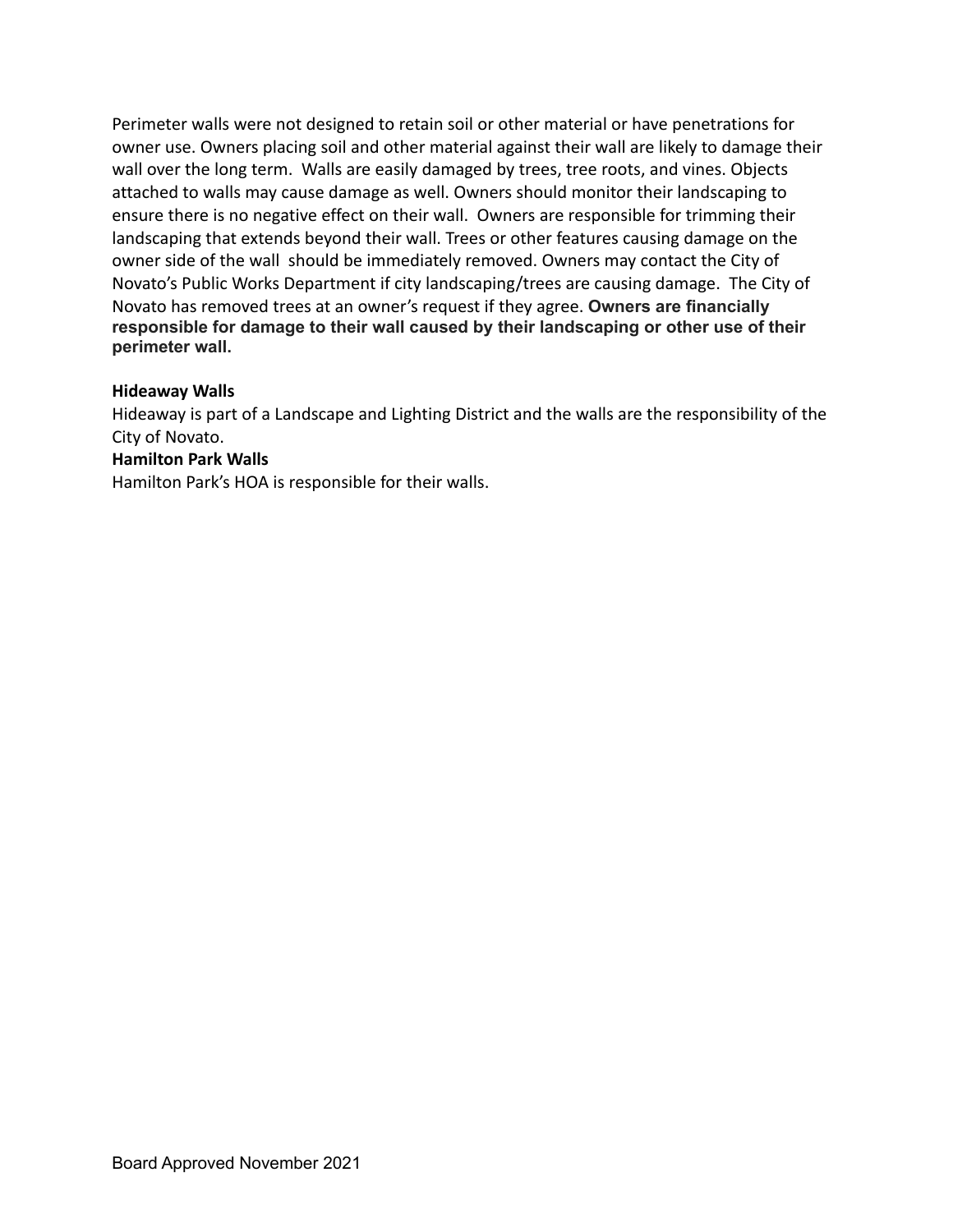Perimeter walls were not designed to retain soil or other material or have penetrations for owner use. Owners placing soil and other material against their wall are likely to damage their wall over the long term. Walls are easily damaged by trees, tree roots, and vines. Objects attached to walls may cause damage as well. Owners should monitor their landscaping to ensure there is no negative effect on their wall. Owners are responsible for trimming their landscaping that extends beyond their wall. Trees or other features causing damage on the owner side of the wall should be immediately removed. Owners may contact the City of Novato's Public Works Department if city landscaping/trees are causing damage. The City of Novato has removed trees at an owner's request if they agree. **Owners are financially responsible for damage to their wall caused by their landscaping or other use of their perimeter wall.**

**Hideaway Walls**

Hideaway is part of a Landscape and Lighting District and the walls are the responsibility of the City of Novato.

**Hamilton Park Walls**

Hamilton Park's HOA is responsible for their walls.

Board Approved November 2021